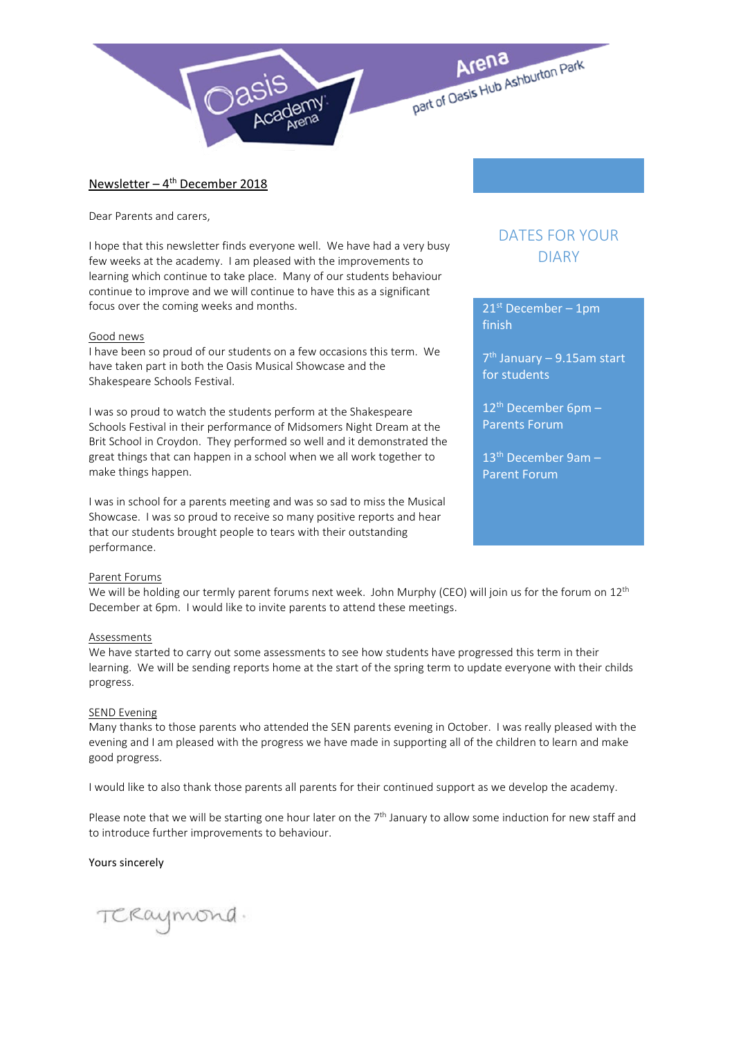Oasis Academy Arena

Arena part of Oasis Hub Ashburton Park

## Newsletter – 4th December 2018

Dear Parents and carers,

I hope that this newsletter finds everyone well. We have had a very busy few weeks at the academy. I am pleased with the improvements to learning which continue to take place. Many of our students behaviour continue to improve and we will continue to have this as a significant focus over the coming weeks and months.

### Good news

I have been so proud of our students on a few occasions this term. We have taken part in both the Oasis Musical Showcase and the Shakespeare Schools Festival.

I was so proud to watch the students perform at the Shakespeare Schools Festival in their performance of Midsomers Night Dream at the Brit School in Croydon. They performed so well and it demonstrated the great things that can happen in a school when we all work together to make things happen.

I was in school for a parents meeting and was so sad to miss the Musical Showcase. I was so proud to receive so many positive reports and hear that our students brought people to tears with their outstanding performance.

### DATES FOR YOUR DIARY

- 21st December – 1pm finish
- 7th January – 9.15am start for students
- 12th December 6pm – Parents Forum
- 13th December 9am – Parent Forum

### Parent Forums

We will be holding our termly parent forums next week. John Murphy (CEO) will join us for the forum on 12th December at 6pm. I would like to invite parents to attend these meetings.

### Assessments

We have started to carry out some assessments to see how students have progressed this term in their learning. We will be sending reports home at the start of the spring term to update everyone with their childs progress.

### SEND Evening

Many thanks to those parents who attended the SEN parents evening in October. I was really pleased with the evening and I am pleased with the progress we have made in supporting all of the children to learn and make good progress.

I would like to also thank those parents all parents for their continued support as we develop the academy.

Please note that we will be starting one hour later on the 7th January to allow some induction for new staff and to introduce further improvements to behaviour.

Yours sincerely

TCRaymond.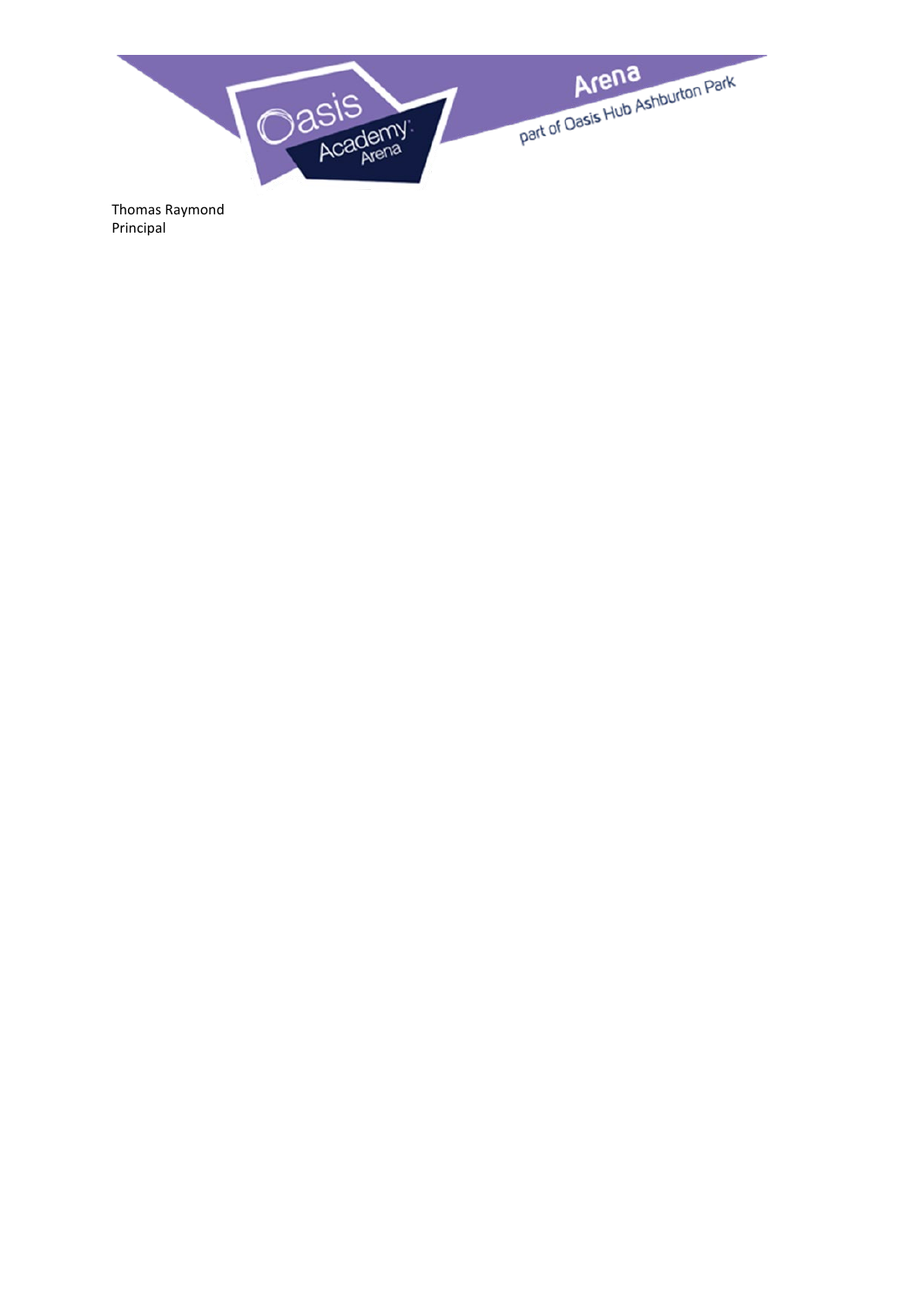Thomas Raymond
Principal